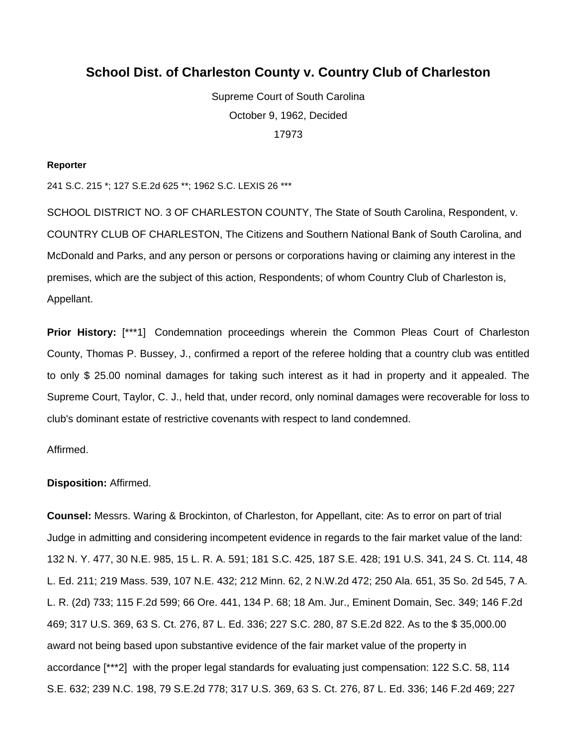# School Dist. of Charleston County v. Country Club of Charleston

Supreme Court of South Carolina

October 9, 1962, Decided

17973

**Reporter**

241 S.C. 215 *; 127 S.E.2d 625 **; 1962 S.C. LEXIS 26 ***

SCHOOL DISTRICT NO. 3 OF CHARLESTON COUNTY, The State of South Carolina, Respondent, v. COUNTRY CLUB OF CHARLESTON, The Citizens and Southern National Bank of South Carolina, and McDonald and Parks, and any person or persons or corporations having or claiming any interest in the premises, which are the subject of this action, Respondents; of whom Country Club of Charleston is, Appellant.

**Prior History:** [***1] Condemnation proceedings wherein the Common Pleas Court of Charleston County, Thomas P. Bussey, J., confirmed a report of the referee holding that a country club was entitled to only $ 25.00 nominal damages for taking such interest as it had in property and it appealed. The Supreme Court, Taylor, C. J., held that, under record, only nominal damages were recoverable for loss to club's dominant estate of restrictive covenants with respect to land condemned.

Affirmed.

**Disposition:** Affirmed.

**Counsel:** Messrs. Waring & Brockinton, of Charleston, for Appellant, cite: As to error on part of trial Judge in admitting and considering incompetent evidence in regards to the fair market value of the land: 132 N. Y. 477, 30 N.E. 985, 15 L. R. A. 591; 181 S.C. 425, 187 S.E. 428; 191 U.S. 341, 24 S. Ct. 114, 48 L. Ed. 211; 219 Mass. 539, 107 N.E. 432; 212 Minn. 62, 2 N.W.2d 472; 250 Ala. 651, 35 So. 2d 545, 7 A. L. R. (2d) 733; 115 F.2d 599; 66 Ore. 441, 134 P. 68; 18 Am. Jur., Eminent Domain, Sec. 349; 146 F.2d 469; 317 U.S. 369, 63 S. Ct. 276, 87 L. Ed. 336; 227 S.C. 280, 87 S.E.2d 822. As to the $ 35,000.00 award not being based upon substantive evidence of the fair market value of the property in accordance [***2] with the proper legal standards for evaluating just compensation: 122 S.C. 58, 114 S.E. 632; 239 N.C. 198, 79 S.E.2d 778; 317 U.S. 369, 63 S. Ct. 276, 87 L. Ed. 336; 146 F.2d 469; 227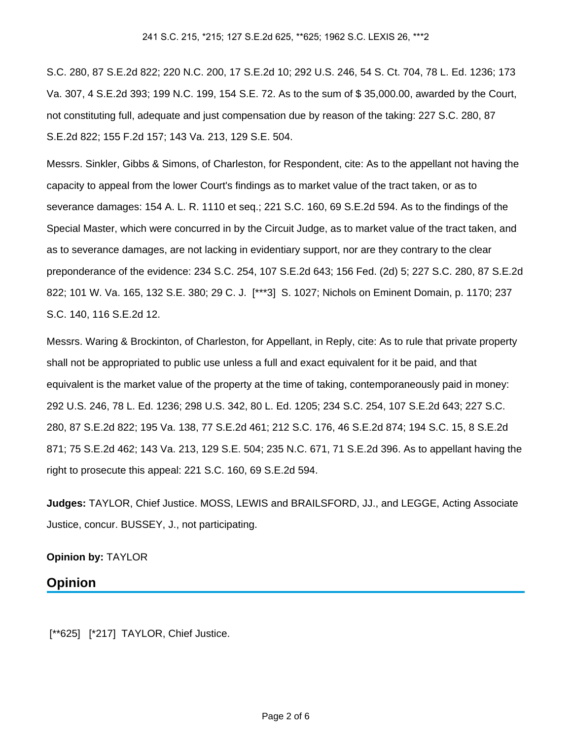S.C. 280, 87 S.E.2d 822; 220 N.C. 200, 17 S.E.2d 10; 292 U.S. 246, 54 S. Ct. 704, 78 L. Ed. 1236; 173 Va. 307, 4 S.E.2d 393; 199 N.C. 199, 154 S.E. 72. As to the sum of $ 35,000.00, awarded by the Court, not constituting full, adequate and just compensation due by reason of the taking: 227 S.C. 280, 87 S.E.2d 822; 155 F.2d 157; 143 Va. 213, 129 S.E. 504.

Messrs. Sinkler, Gibbs & Simons, of Charleston, for Respondent, cite: As to the appellant not having the capacity to appeal from the lower Court's findings as to market value of the tract taken, or as to severance damages: 154 A. L. R. 1110 et seq.; 221 S.C. 160, 69 S.E.2d 594. As to the findings of the Special Master, which were concurred in by the Circuit Judge, as to market value of the tract taken, and as to severance damages, are not lacking in evidentiary support, nor are they contrary to the clear preponderance of the evidence: 234 S.C. 254, 107 S.E.2d 643; 156 Fed. (2d) 5; 227 S.C. 280, 87 S.E.2d 822; 101 W. Va. 165, 132 S.E. 380; 29 C. J. [***3] S. 1027; Nichols on Eminent Domain, p. 1170; 237 S.C. 140, 116 S.E.2d 12.

Messrs. Waring & Brockinton, of Charleston, for Appellant, in Reply, cite: As to rule that private property shall not be appropriated to public use unless a full and exact equivalent for it be paid, and that equivalent is the market value of the property at the time of taking, contemporaneously paid in money: 292 U.S. 246, 78 L. Ed. 1236; 298 U.S. 342, 80 L. Ed. 1205; 234 S.C. 254, 107 S.E.2d 643; 227 S.C. 280, 87 S.E.2d 822; 195 Va. 138, 77 S.E.2d 461; 212 S.C. 176, 46 S.E.2d 874; 194 S.C. 15, 8 S.E.2d 871; 75 S.E.2d 462; 143 Va. 213, 129 S.E. 504; 235 N.C. 671, 71 S.E.2d 396. As to appellant having the right to prosecute this appeal: 221 S.C. 160, 69 S.E.2d 594.

**Judges:** TAYLOR, Chief Justice. MOSS, LEWIS and BRAILSFORD, JJ., and LEGGE, Acting Associate Justice, concur. BUSSEY, J., not participating.

**Opinion by:** TAYLOR

## Opinion

[**625] [*217] TAYLOR, Chief Justice.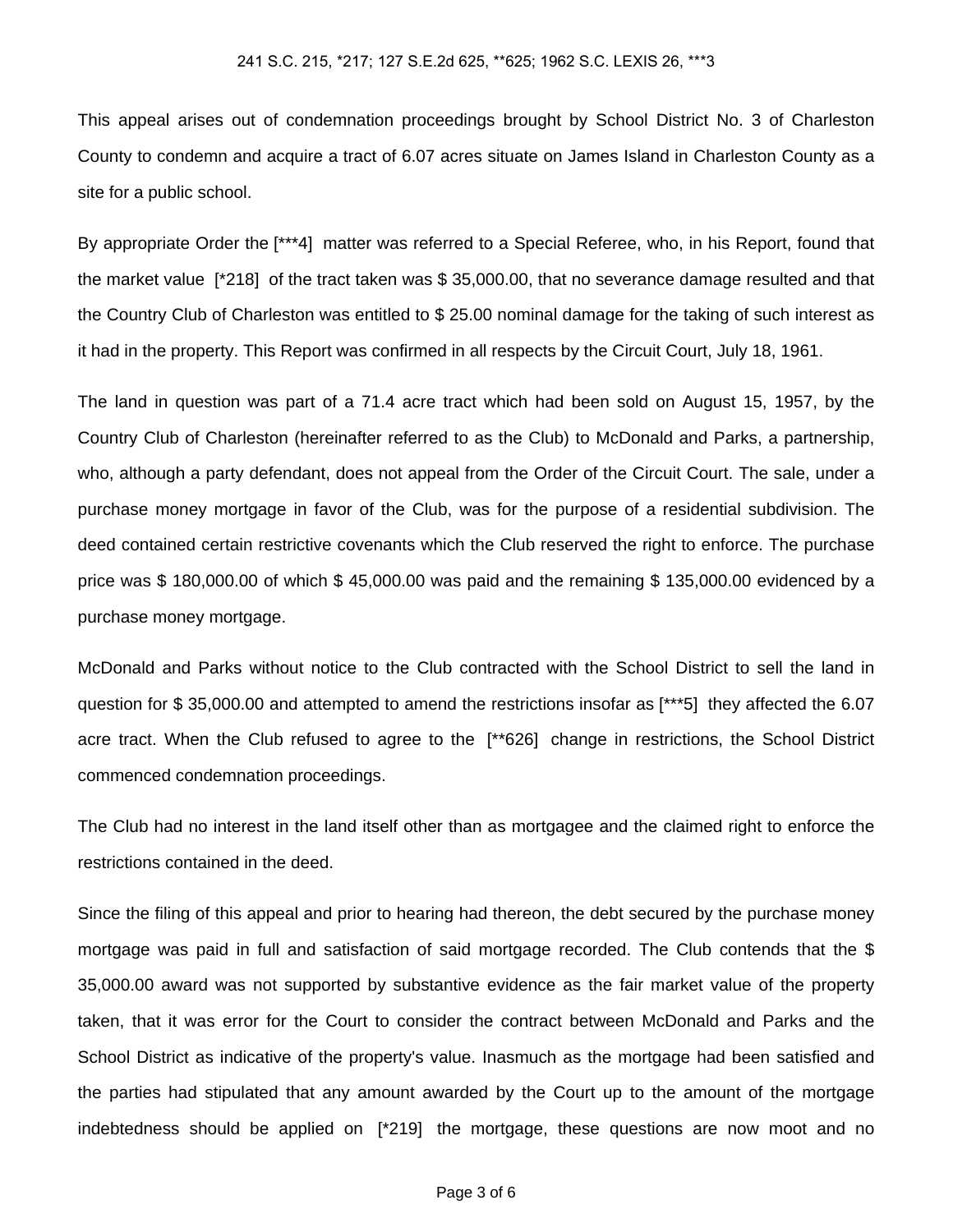This appeal arises out of condemnation proceedings brought by School District No. 3 of Charleston County to condemn and acquire a tract of 6.07 acres situate on James Island in Charleston County as a site for a public school.

By appropriate Order the [***4] matter was referred to a Special Referee, who, in his Report, found that the market value [*218] of the tract taken was $ 35,000.00, that no severance damage resulted and that the Country Club of Charleston was entitled to $ 25.00 nominal damage for the taking of such interest as it had in the property. This Report was confirmed in all respects by the Circuit Court, July 18, 1961.

The land in question was part of a 71.4 acre tract which had been sold on August 15, 1957, by the Country Club of Charleston (hereinafter referred to as the Club) to McDonald and Parks, a partnership, who, although a party defendant, does not appeal from the Order of the Circuit Court. The sale, under a purchase money mortgage in favor of the Club, was for the purpose of a residential subdivision. The deed contained certain restrictive covenants which the Club reserved the right to enforce. The purchase price was $ 180,000.00 of which $ 45,000.00 was paid and the remaining $ 135,000.00 evidenced by a purchase money mortgage.

McDonald and Parks without notice to the Club contracted with the School District to sell the land in question for $ 35,000.00 and attempted to amend the restrictions insofar as [***5] they affected the 6.07 acre tract. When the Club refused to agree to the [**626] change in restrictions, the School District commenced condemnation proceedings.

The Club had no interest in the land itself other than as mortgagee and the claimed right to enforce the restrictions contained in the deed.

Since the filing of this appeal and prior to hearing had thereon, the debt secured by the purchase money mortgage was paid in full and satisfaction of said mortgage recorded. The Club contends that the $ 35,000.00 award was not supported by substantive evidence as the fair market value of the property taken, that it was error for the Court to consider the contract between McDonald and Parks and the School District as indicative of the property's value. Inasmuch as the mortgage had been satisfied and the parties had stipulated that any amount awarded by the Court up to the amount of the mortgage indebtedness should be applied on [*219] the mortgage, these questions are now moot and no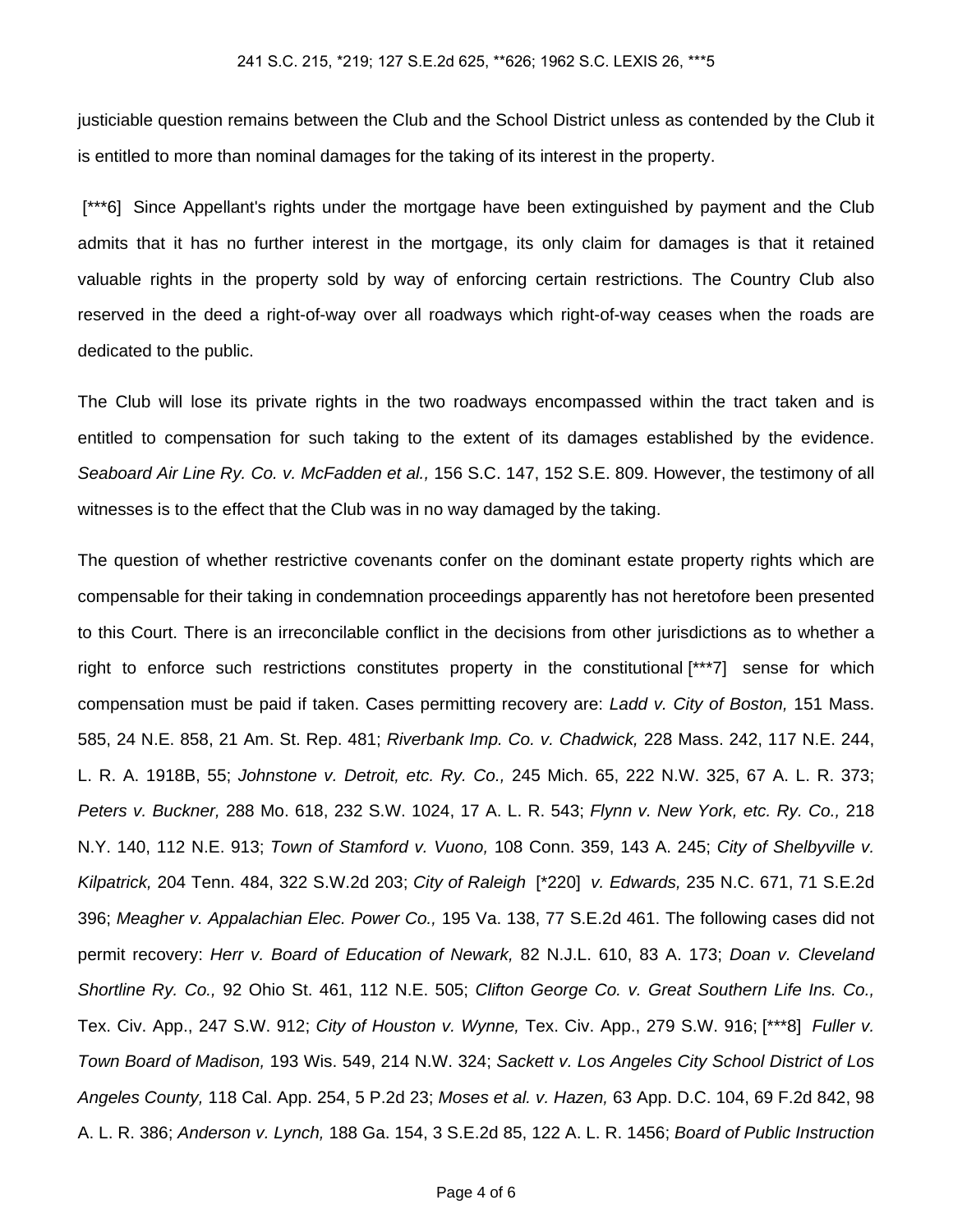justiciable question remains between the Club and the School District unless as contended by the Club it is entitled to more than nominal damages for the taking of its interest in the property.

[***6] Since Appellant's rights under the mortgage have been extinguished by payment and the Club admits that it has no further interest in the mortgage, its only claim for damages is that it retained valuable rights in the property sold by way of enforcing certain restrictions. The Country Club also reserved in the deed a right-of-way over all roadways which right-of-way ceases when the roads are dedicated to the public.

The Club will lose its private rights in the two roadways encompassed within the tract taken and is entitled to compensation for such taking to the extent of its damages established by the evidence. *Seaboard Air Line Ry. Co. v. McFadden et al.,* 156 S.C. 147, 152 S.E. 809. However, the testimony of all witnesses is to the effect that the Club was in no way damaged by the taking.

The question of whether restrictive covenants confer on the dominant estate property rights which are compensable for their taking in condemnation proceedings apparently has not heretofore been presented to this Court. There is an irreconcilable conflict in the decisions from other jurisdictions as to whether a right to enforce such restrictions constitutes property in the constitutional [***7] sense for which compensation must be paid if taken. Cases permitting recovery are: *Ladd v. City of Boston,* 151 Mass. 585, 24 N.E. 858, 21 Am. St. Rep. 481; *Riverbank Imp. Co. v. Chadwick,* 228 Mass. 242, 117 N.E. 244, L. R. A. 1918B, 55; *Johnstone v. Detroit, etc. Ry. Co.,* 245 Mich. 65, 222 N.W. 325, 67 A. L. R. 373; *Peters v. Buckner,* 288 Mo. 618, 232 S.W. 1024, 17 A. L. R. 543; *Flynn v. New York, etc. Ry. Co.,* 218 N.Y. 140, 112 N.E. 913; *Town of Stamford v. Vuono,* 108 Conn. 359, 143 A. 245; *City of Shelbyville v. Kilpatrick,* 204 Tenn. 484, 322 S.W.2d 203; *City of Raleigh* [*220] *v. Edwards,* 235 N.C. 671, 71 S.E.2d 396; *Meagher v. Appalachian Elec. Power Co.,* 195 Va. 138, 77 S.E.2d 461. The following cases did not permit recovery: *Herr v. Board of Education of Newark,* 82 N.J.L. 610, 83 A. 173; *Doan v. Cleveland Shortline Ry. Co.,* 92 Ohio St. 461, 112 N.E. 505; *Clifton George Co. v. Great Southern Life Ins. Co.,* Tex. Civ. App., 247 S.W. 912; *City of Houston v. Wynne,* Tex. Civ. App., 279 S.W. 916; [***8] *Fuller v. Town Board of Madison,* 193 Wis. 549, 214 N.W. 324; *Sackett v. Los Angeles City School District of Los Angeles County,* 118 Cal. App. 254, 5 P.2d 23; *Moses et al. v. Hazen,* 63 App. D.C. 104, 69 F.2d 842, 98 A. L. R. 386; *Anderson v. Lynch,* 188 Ga. 154, 3 S.E.2d 85, 122 A. L. R. 1456; *Board of Public Instruction*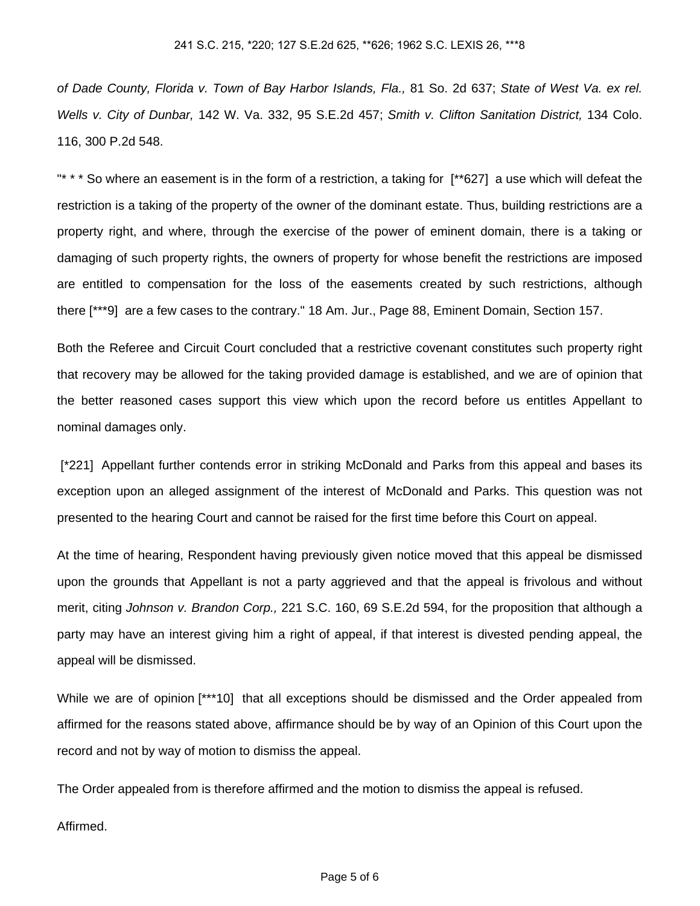*of Dade County, Florida v. Town of Bay Harbor Islands, Fla.,* 81 So. 2d 637; *State of West Va. ex rel. Wells v. City of Dunbar,* 142 W. Va. 332, 95 S.E.2d 457; *Smith v. Clifton Sanitation District,* 134 Colo. 116, 300 P.2d 548.

"* * * So where an easement is in the form of a restriction, a taking for [**627] a use which will defeat the restriction is a taking of the property of the owner of the dominant estate. Thus, building restrictions are a property right, and where, through the exercise of the power of eminent domain, there is a taking or damaging of such property rights, the owners of property for whose benefit the restrictions are imposed are entitled to compensation for the loss of the easements created by such restrictions, although there [***9] are a few cases to the contrary." 18 Am. Jur., Page 88, Eminent Domain, Section 157.

Both the Referee and Circuit Court concluded that a restrictive covenant constitutes such property right that recovery may be allowed for the taking provided damage is established, and we are of opinion that the better reasoned cases support this view which upon the record before us entitles Appellant to nominal damages only.

[*221] Appellant further contends error in striking McDonald and Parks from this appeal and bases its exception upon an alleged assignment of the interest of McDonald and Parks. This question was not presented to the hearing Court and cannot be raised for the first time before this Court on appeal.

At the time of hearing, Respondent having previously given notice moved that this appeal be dismissed upon the grounds that Appellant is not a party aggrieved and that the appeal is frivolous and without merit, citing *Johnson v. Brandon Corp.,* 221 S.C. 160, 69 S.E.2d 594, for the proposition that although a party may have an interest giving him a right of appeal, if that interest is divested pending appeal, the appeal will be dismissed.

While we are of opinion [***10] that all exceptions should be dismissed and the Order appealed from affirmed for the reasons stated above, affirmance should be by way of an Opinion of this Court upon the record and not by way of motion to dismiss the appeal.

The Order appealed from is therefore affirmed and the motion to dismiss the appeal is refused.

Affirmed.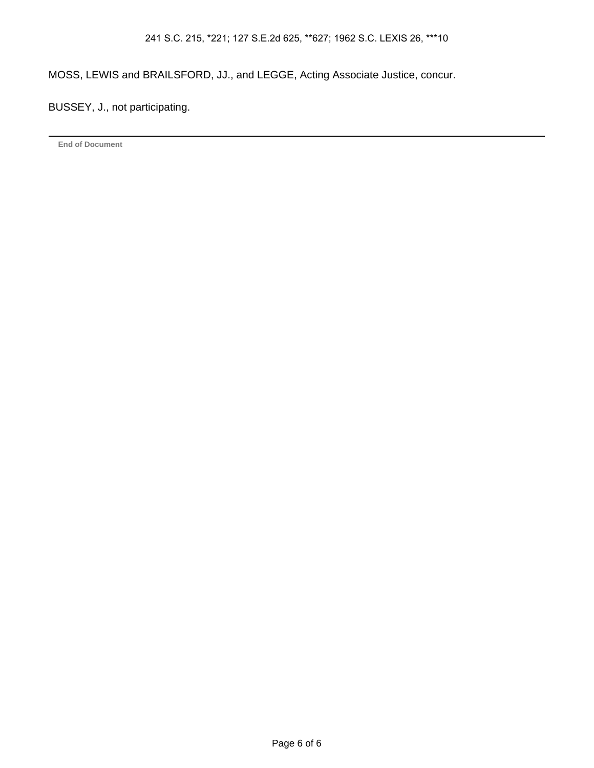MOSS, LEWIS and BRAILSFORD, JJ., and LEGGE, Acting Associate Justice, concur.

BUSSEY, J., not participating.

---

**End of Document**